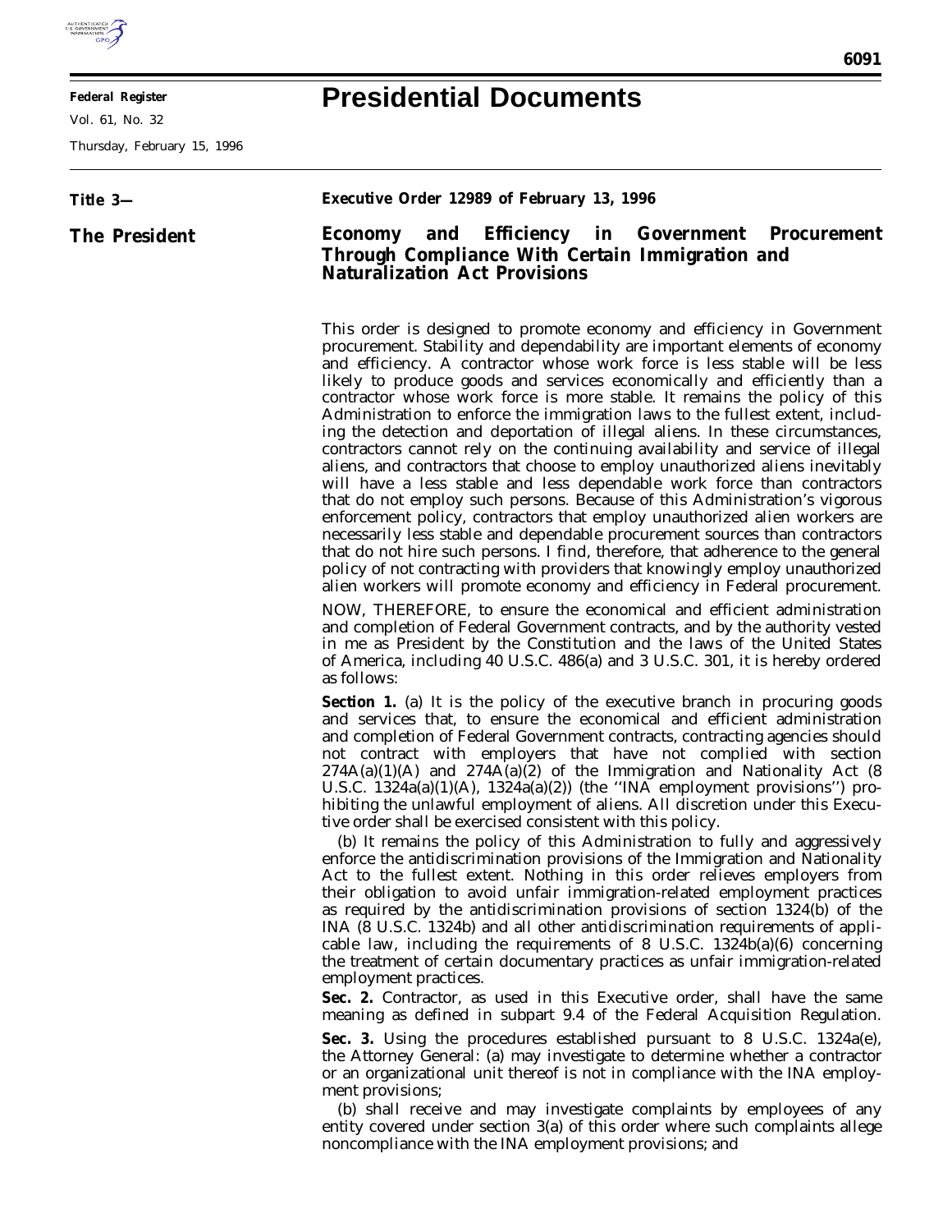# Presidential Documents

**Title 3—**

**The President**

## Executive Order 12989 of February 13, 1996

## Economy and Efficiency in Government Procurement Through Compliance With Certain Immigration and Naturalization Act Provisions

This order is designed to promote economy and efficiency in Government procurement. Stability and dependability are important elements of economy and efficiency. A contractor whose work force is less stable will be less likely to produce goods and services economically and efficiently than a contractor whose work force is more stable. It remains the policy of this Administration to enforce the immigration laws to the fullest extent, including the detection and deportation of illegal aliens. In these circumstances, contractors cannot rely on the continuing availability and service of illegal aliens, and contractors that choose to employ unauthorized aliens inevitably will have a less stable and less dependable work force than contractors that do not employ such persons. Because of this Administration's vigorous enforcement policy, contractors that employ unauthorized alien workers are necessarily less stable and dependable procurement sources than contractors that do not hire such persons. I find, therefore, that adherence to the general policy of not contracting with providers that knowingly employ unauthorized alien workers will promote economy and efficiency in Federal procurement.

NOW, THEREFORE, to ensure the economical and efficient administration and completion of Federal Government contracts, and by the authority vested in me as President by the Constitution and the laws of the United States of America, including 40 U.S.C. 486(a) and 3 U.S.C. 301, it is hereby ordered as follows:

**Section 1.** (a) It is the policy of the executive branch in procuring goods and services that, to ensure the economical and efficient administration and completion of Federal Government contracts, contracting agencies should not contract with employers that have not complied with section 274A(a)(1)(A) and 274A(a)(2) of the Immigration and Nationality Act (8 U.S.C. 1324a(a)(1)(A), 1324a(a)(2)) (the ''INA employment provisions'') prohibiting the unlawful employment of aliens. All discretion under this Executive order shall be exercised consistent with this policy.

(b) It remains the policy of this Administration to fully and aggressively enforce the antidiscrimination provisions of the Immigration and Nationality Act to the fullest extent. Nothing in this order relieves employers from their obligation to avoid unfair immigration-related employment practices as required by the antidiscrimination provisions of section 1324(b) of the INA (8 U.S.C. 1324b) and all other antidiscrimination requirements of applicable law, including the requirements of 8 U.S.C. 1324b(a)(6) concerning the treatment of certain documentary practices as unfair immigration-related employment practices.

**Sec. 2.** Contractor, as used in this Executive order, shall have the same meaning as defined in subpart 9.4 of the Federal Acquisition Regulation.

**Sec. 3.** Using the procedures established pursuant to 8 U.S.C. 1324a(e), the Attorney General: (a) may investigate to determine whether a contractor or an organizational unit thereof is not in compliance with the INA employment provisions;

(b) shall receive and may investigate complaints by employees of any entity covered under section 3(a) of this order where such complaints allege noncompliance with the INA employment provisions; and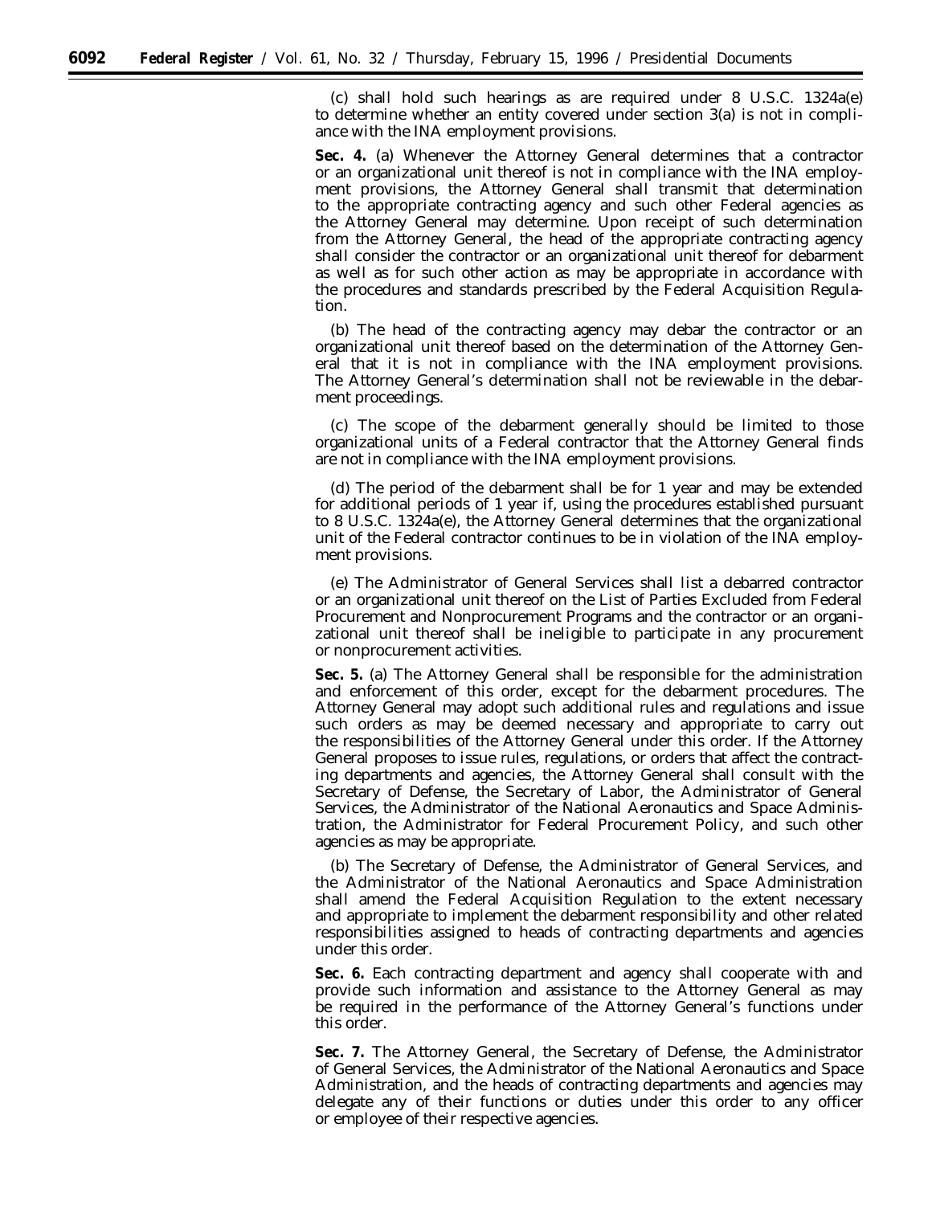(c) shall hold such hearings as are required under 8 U.S.C. 1324a(e) to determine whether an entity covered under section 3(a) is not in compliance with the INA employment provisions.

**Sec. 4.** (a) Whenever the Attorney General determines that a contractor or an organizational unit thereof is not in compliance with the INA employment provisions, the Attorney General shall transmit that determination to the appropriate contracting agency and such other Federal agencies as the Attorney General may determine. Upon receipt of such determination from the Attorney General, the head of the appropriate contracting agency shall consider the contractor or an organizational unit thereof for debarment as well as for such other action as may be appropriate in accordance with the procedures and standards prescribed by the Federal Acquisition Regulation.

(b) The head of the contracting agency may debar the contractor or an organizational unit thereof based on the determination of the Attorney General that it is not in compliance with the INA employment provisions. The Attorney General's determination shall not be reviewable in the debarment proceedings.

(c) The scope of the debarment generally should be limited to those organizational units of a Federal contractor that the Attorney General finds are not in compliance with the INA employment provisions.

(d) The period of the debarment shall be for 1 year and may be extended for additional periods of 1 year if, using the procedures established pursuant to 8 U.S.C. 1324a(e), the Attorney General determines that the organizational unit of the Federal contractor continues to be in violation of the INA employment provisions.

(e) The Administrator of General Services shall list a debarred contractor or an organizational unit thereof on the List of Parties Excluded from Federal Procurement and Nonprocurement Programs and the contractor or an organizational unit thereof shall be ineligible to participate in any procurement or nonprocurement activities.

**Sec. 5.** (a) The Attorney General shall be responsible for the administration and enforcement of this order, except for the debarment procedures. The Attorney General may adopt such additional rules and regulations and issue such orders as may be deemed necessary and appropriate to carry out the responsibilities of the Attorney General under this order. If the Attorney General proposes to issue rules, regulations, or orders that affect the contracting departments and agencies, the Attorney General shall consult with the Secretary of Defense, the Secretary of Labor, the Administrator of General Services, the Administrator of the National Aeronautics and Space Administration, the Administrator for Federal Procurement Policy, and such other agencies as may be appropriate.

(b) The Secretary of Defense, the Administrator of General Services, and the Administrator of the National Aeronautics and Space Administration shall amend the Federal Acquisition Regulation to the extent necessary and appropriate to implement the debarment responsibility and other related responsibilities assigned to heads of contracting departments and agencies under this order.

**Sec. 6.** Each contracting department and agency shall cooperate with and provide such information and assistance to the Attorney General as may be required in the performance of the Attorney General's functions under this order.

**Sec. 7.** The Attorney General, the Secretary of Defense, the Administrator of General Services, the Administrator of the National Aeronautics and Space Administration, and the heads of contracting departments and agencies may delegate any of their functions or duties under this order to any officer or employee of their respective agencies.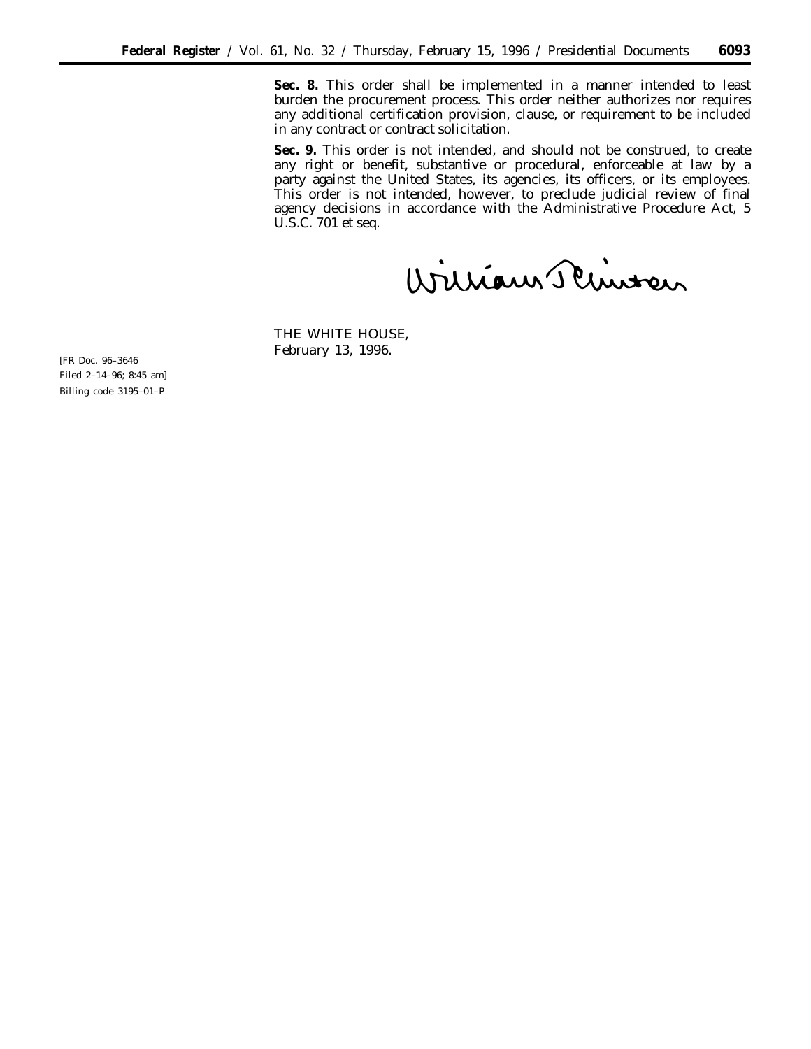**Sec. 8.** This order shall be implemented in a manner intended to least burden the procurement process. This order neither authorizes nor requires any additional certification provision, clause, or requirement to be included in any contract or contract solicitation.

**Sec. 9.** This order is not intended, and should not be construed, to create any right or benefit, substantive or procedural, enforceable at law by a party against the United States, its agencies, its officers, or its employees. This order is not intended, however, to preclude judicial review of final agency decisions in accordance with the Administrative Procedure Act, 5 U.S.C. 701 *et seq.*

William J. Clinton

THE WHITE HOUSE,
February 13, 1996.

[FR Doc. 96–3646
Filed 2–14–96; 8:45 am]
Billing code 3195–01–P